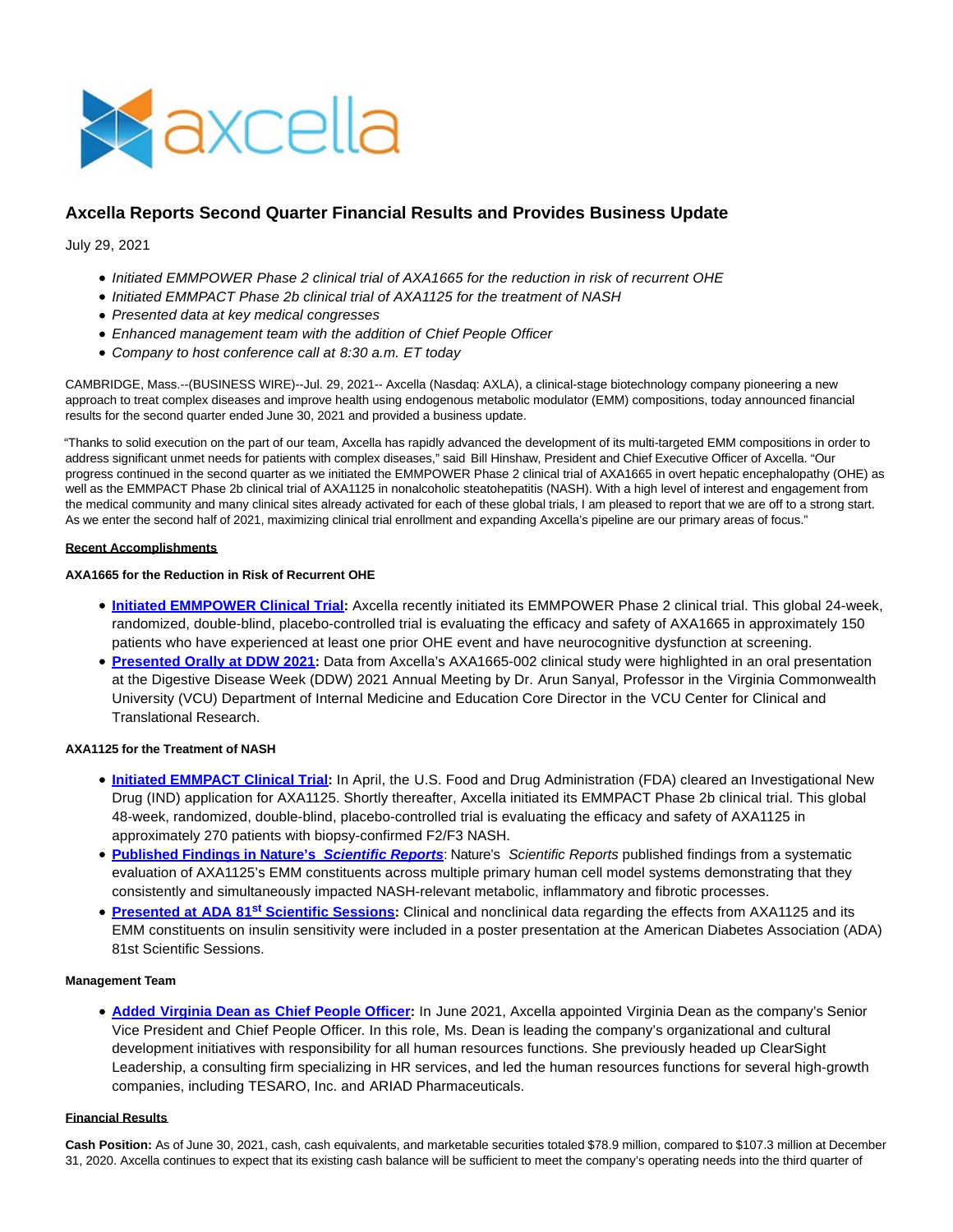# Axcella Reports Second Quarter Financial Results and Provides Business Update

July 29, 2021

- *Initiated EMMPOWER Phase 2 clinical trial of AXA1665 for the reduction in risk of recurrent OHE*
- *Initiated EMMPACT Phase 2b clinical trial of AXA1125 for the treatment of NASH*
- *Presented data at key medical congresses*
- *Enhanced management team with the addition of Chief People Officer*
- *Company to host conference call at 8:30 a.m. ET today*

CAMBRIDGE, Mass.--(BUSINESS WIRE)--Jul. 29, 2021-- Axcella (Nasdaq: AXLA), a clinical-stage biotechnology company pioneering a new approach to treat complex diseases and improve health using endogenous metabolic modulator (EMM) compositions, today announced financial results for the second quarter ended June 30, 2021 and provided a business update.

"Thanks to solid execution on the part of our team, Axcella has rapidly advanced the development of its multi-targeted EMM compositions in order to address significant unmet needs for patients with complex diseases," said Bill Hinshaw, President and Chief Executive Officer of Axcella. "Our progress continued in the second quarter as we initiated the EMMPOWER Phase 2 clinical trial of AXA1665 in overt hepatic encephalopathy (OHE) as well as the EMMPACT Phase 2b clinical trial of AXA1125 in nonalcoholic steatohepatitis (NASH). With a high level of interest and engagement from the medical community and many clinical sites already activated for each of these global trials, I am pleased to report that we are off to a strong start. As we enter the second half of 2021, maximizing clinical trial enrollment and expanding Axcella's pipeline are our primary areas of focus."

**Recent Accomplishments**

**AXA1665 for the Reduction in Risk of Recurrent OHE**

- **Initiated EMMPOWER Clinical Trial:** Axcella recently initiated its EMMPOWER Phase 2 clinical trial. This global 24-week, randomized, double-blind, placebo-controlled trial is evaluating the efficacy and safety of AXA1665 in approximately 150 patients who have experienced at least one prior OHE event and have neurocognitive dysfunction at screening.
- **Presented Orally at DDW 2021:** Data from Axcella's AXA1665-002 clinical study were highlighted in an oral presentation at the Digestive Disease Week (DDW) 2021 Annual Meeting by Dr. Arun Sanyal, Professor in the Virginia Commonwealth University (VCU) Department of Internal Medicine and Education Core Director in the VCU Center for Clinical and Translational Research.

**AXA1125 for the Treatment of NASH**

- **Initiated EMMPACT Clinical Trial:** In April, the U.S. Food and Drug Administration (FDA) cleared an Investigational New Drug (IND) application for AXA1125. Shortly thereafter, Axcella initiated its EMMPACT Phase 2b clinical trial. This global 48-week, randomized, double-blind, placebo-controlled trial is evaluating the efficacy and safety of AXA1125 in approximately 270 patients with biopsy-confirmed F2/F3 NASH.
- **Published Findings in Nature's *Scientific Reports***: Nature's *Scientific Reports* published findings from a systematic evaluation of AXA1125's EMM constituents across multiple primary human cell model systems demonstrating that they consistently and simultaneously impacted NASH-relevant metabolic, inflammatory and fibrotic processes.
- **Presented at ADA 81st Scientific Sessions:** Clinical and nonclinical data regarding the effects from AXA1125 and its EMM constituents on insulin sensitivity were included in a poster presentation at the American Diabetes Association (ADA) 81st Scientific Sessions.

**Management Team**

- **Added Virginia Dean as Chief People Officer:** In June 2021, Axcella appointed Virginia Dean as the company's Senior Vice President and Chief People Officer. In this role, Ms. Dean is leading the company's organizational and cultural development initiatives with responsibility for all human resources functions. She previously headed up ClearSight Leadership, a consulting firm specializing in HR services, and led the human resources functions for several high-growth companies, including TESARO, Inc. and ARIAD Pharmaceuticals.

**Financial Results**

**Cash Position:** As of June 30, 2021, cash, cash equivalents, and marketable securities totaled $78.9 million, compared to $107.3 million at December 31, 2020. Axcella continues to expect that its existing cash balance will be sufficient to meet the company's operating needs into the third quarter of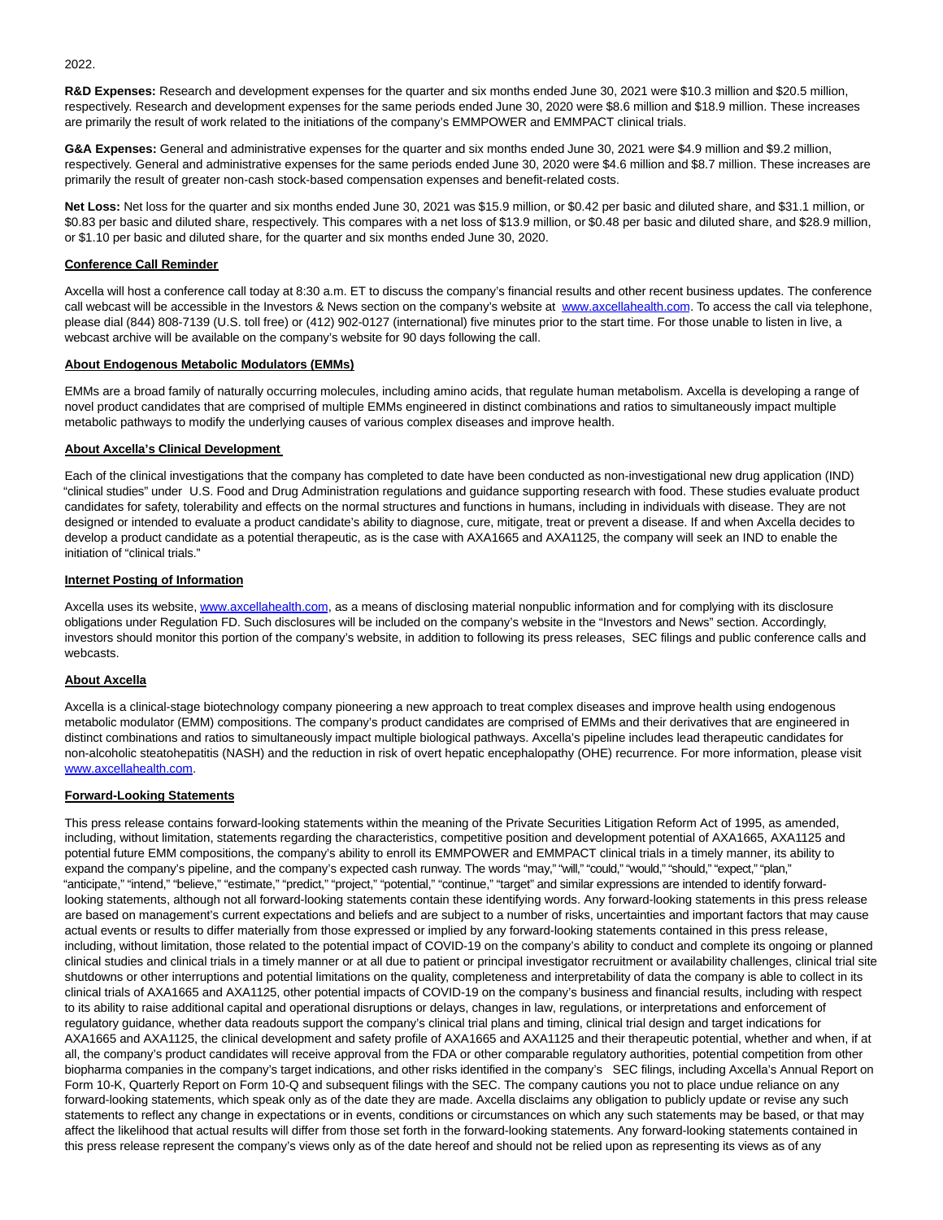2022.

**R&D Expenses:** Research and development expenses for the quarter and six months ended June 30, 2021 were $10.3 million and $20.5 million, respectively. Research and development expenses for the same periods ended June 30, 2020 were $8.6 million and $18.9 million. These increases are primarily the result of work related to the initiations of the company's EMMPOWER and EMMPACT clinical trials.

**G&A Expenses:** General and administrative expenses for the quarter and six months ended June 30, 2021 were $4.9 million and $9.2 million, respectively. General and administrative expenses for the same periods ended June 30, 2020 were $4.6 million and $8.7 million. These increases are primarily the result of greater non-cash stock-based compensation expenses and benefit-related costs.

**Net Loss:** Net loss for the quarter and six months ended June 30, 2021 was $15.9 million, or $0.42 per basic and diluted share, and $31.1 million, or $0.83 per basic and diluted share, respectively. This compares with a net loss of $13.9 million, or $0.48 per basic and diluted share, and $28.9 million, or $1.10 per basic and diluted share, for the quarter and six months ended June 30, 2020.

**Conference Call Reminder**

Axcella will host a conference call today at 8:30 a.m. ET to discuss the company's financial results and other recent business updates. The conference call webcast will be accessible in the Investors & News section on the company's website at [www.axcellahealth.com](www.axcellahealth.com). To access the call via telephone, please dial (844) 808-7139 (U.S. toll free) or (412) 902-0127 (international) five minutes prior to the start time. For those unable to listen in live, a webcast archive will be available on the company's website for 90 days following the call.

**About Endogenous Metabolic Modulators (EMMs)**

EMMs are a broad family of naturally occurring molecules, including amino acids, that regulate human metabolism. Axcella is developing a range of novel product candidates that are comprised of multiple EMMs engineered in distinct combinations and ratios to simultaneously impact multiple metabolic pathways to modify the underlying causes of various complex diseases and improve health.

**About Axcella's Clinical Development**

Each of the clinical investigations that the company has completed to date have been conducted as non-investigational new drug application (IND) "clinical studies" under U.S. Food and Drug Administration regulations and guidance supporting research with food. These studies evaluate product candidates for safety, tolerability and effects on the normal structures and functions in humans, including in individuals with disease. They are not designed or intended to evaluate a product candidate's ability to diagnose, cure, mitigate, treat or prevent a disease. If and when Axcella decides to develop a product candidate as a potential therapeutic, as is the case with AXA1665 and AXA1125, the company will seek an IND to enable the initiation of "clinical trials."

**Internet Posting of Information**

Axcella uses its website, [www.axcellahealth.com](www.axcellahealth.com), as a means of disclosing material nonpublic information and for complying with its disclosure obligations under Regulation FD. Such disclosures will be included on the company's website in the "Investors and News" section. Accordingly, investors should monitor this portion of the company's website, in addition to following its press releases, SEC filings and public conference calls and webcasts.

**About Axcella**

Axcella is a clinical-stage biotechnology company pioneering a new approach to treat complex diseases and improve health using endogenous metabolic modulator (EMM) compositions. The company's product candidates are comprised of EMMs and their derivatives that are engineered in distinct combinations and ratios to simultaneously impact multiple biological pathways. Axcella's pipeline includes lead therapeutic candidates for non-alcoholic steatohepatitis (NASH) and the reduction in risk of overt hepatic encephalopathy (OHE) recurrence. For more information, please visit [www.axcellahealth.com](www.axcellahealth.com).

**Forward-Looking Statements**

This press release contains forward-looking statements within the meaning of the Private Securities Litigation Reform Act of 1995, as amended, including, without limitation, statements regarding the characteristics, competitive position and development potential of AXA1665, AXA1125 and potential future EMM compositions, the company's ability to enroll its EMMPOWER and EMMPACT clinical trials in a timely manner, its ability to expand the company's pipeline, and the company's expected cash runway. The words "may," "will," "could," "would," "should," "expect," "plan," "anticipate," "intend," "believe," "estimate," "predict," "project," "potential," "continue," "target" and similar expressions are intended to identify forward-looking statements, although not all forward-looking statements contain these identifying words. Any forward-looking statements in this press release are based on management's current expectations and beliefs and are subject to a number of risks, uncertainties and important factors that may cause actual events or results to differ materially from those expressed or implied by any forward-looking statements contained in this press release, including, without limitation, those related to the potential impact of COVID-19 on the company's ability to conduct and complete its ongoing or planned clinical studies and clinical trials in a timely manner or at all due to patient or principal investigator recruitment or availability challenges, clinical trial site shutdowns or other interruptions and potential limitations on the quality, completeness and interpretability of data the company is able to collect in its clinical trials of AXA1665 and AXA1125, other potential impacts of COVID-19 on the company's business and financial results, including with respect to its ability to raise additional capital and operational disruptions or delays, changes in law, regulations, or interpretations and enforcement of regulatory guidance, whether data readouts support the company's clinical trial plans and timing, clinical trial design and target indications for AXA1665 and AXA1125, the clinical development and safety profile of AXA1665 and AXA1125 and their therapeutic potential, whether and when, if at all, the company's product candidates will receive approval from the FDA or other comparable regulatory authorities, potential competition from other biopharma companies in the company's target indications, and other risks identified in the company's SEC filings, including Axcella's Annual Report on Form 10-K, Quarterly Report on Form 10-Q and subsequent filings with the SEC. The company cautions you not to place undue reliance on any forward-looking statements, which speak only as of the date they are made. Axcella disclaims any obligation to publicly update or revise any such statements to reflect any change in expectations or in events, conditions or circumstances on which any such statements may be based, or that may affect the likelihood that actual results will differ from those set forth in the forward-looking statements. Any forward-looking statements contained in this press release represent the company's views only as of the date hereof and should not be relied upon as representing its views as of any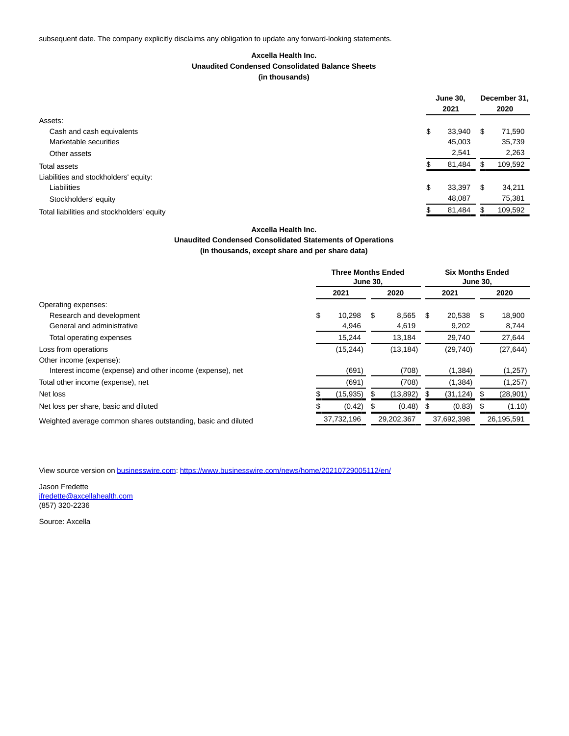subsequent date. The company explicitly disclaims any obligation to update any forward-looking statements.

**Axcella Health Inc.**
**Unaudited Condensed Consolidated Balance Sheets**
**(in thousands)**

| | June 30, 2021 | December 31, 2020 |
|---|---|---|
| Assets: | | |
| Cash and cash equivalents | $ 33,940 | $ 71,590 |
| Marketable securities | 45,003 | 35,739 |
| Other assets | 2,541 | 2,263 |
| Total assets | $ 81,484 | $ 109,592 |
| Liabilities and stockholders' equity: | | |
| Liabilities | $ 33,397 | $ 34,211 |
| Stockholders' equity | 48,087 | 75,381 |
| Total liabilities and stockholders' equity | $ 81,484 | $ 109,592 |

**Axcella Health Inc.**
**Unaudited Condensed Consolidated Statements of Operations**
**(in thousands, except share and per share data)**

| | Three Months Ended June 30, | | Six Months Ended June 30, | |
|---|---|---|---|---|
| | 2021 | 2020 | 2021 | 2020 |
| Operating expenses: | | | | |
| Research and development | $ 10,298 | $ 8,565 | $ 20,538 | $ 18,900 |
| General and administrative | 4,946 | 4,619 | 9,202 | 8,744 |
| Total operating expenses | 15,244 | 13,184 | 29,740 | 27,644 |
| Loss from operations | (15,244) | (13,184) | (29,740) | (27,644) |
| Other income (expense): | | | | |
| Interest income (expense) and other income (expense), net | (691) | (708) | (1,384) | (1,257) |
| Total other income (expense), net | (691) | (708) | (1,384) | (1,257) |
| Net loss | $ (15,935) | $ (13,892) | $ (31,124) | $ (28,901) |
| Net loss per share, basic and diluted | $ (0.42) | $ (0.48) | $ (0.83) | $ (1.10) |
| Weighted average common shares outstanding, basic and diluted | 37,732,196 | 29,202,367 | 37,692,398 | 26,195,591 |

View source version on businesswire.com: https://www.businesswire.com/news/home/20210729005112/en/

Jason Fredette
jfredette@axcellahealth.com
(857) 320-2236

Source: Axcella